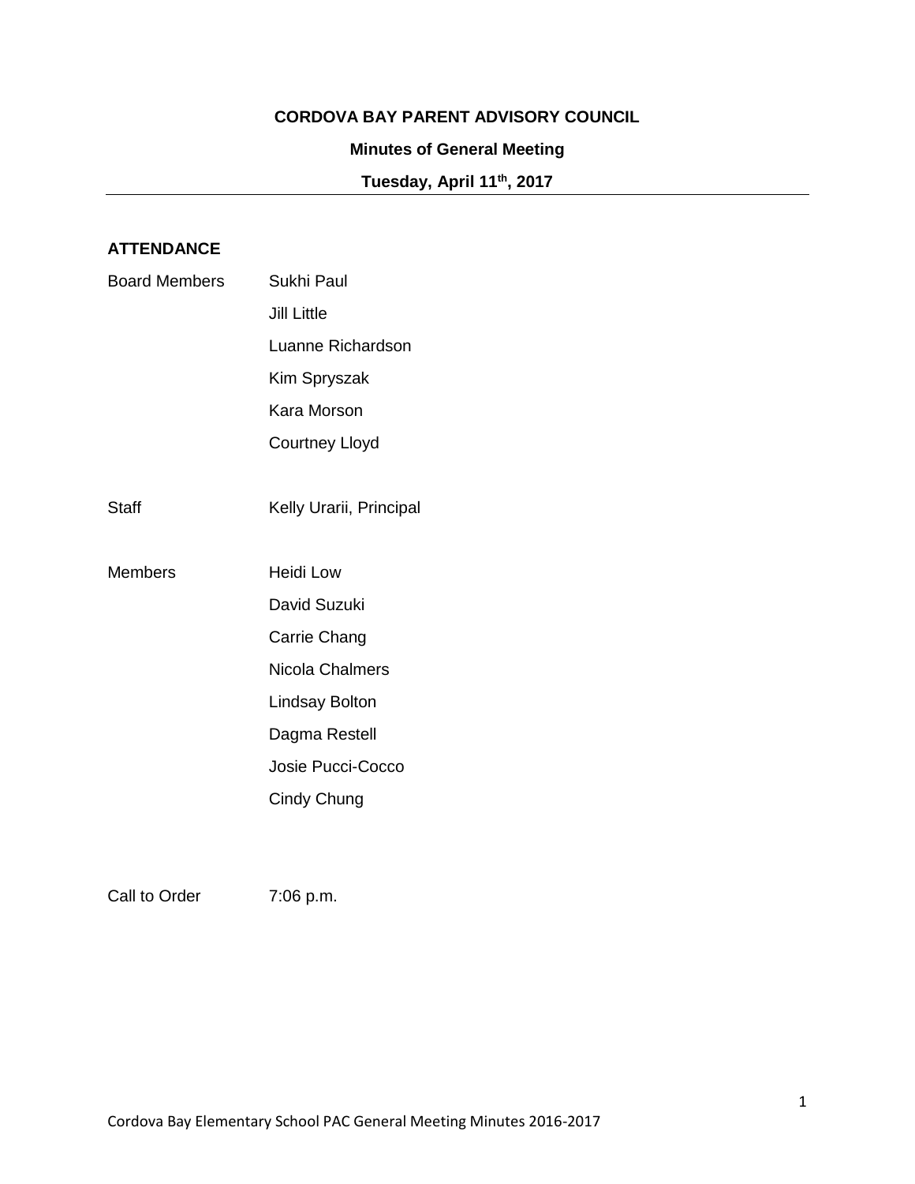# CORDOVA BAY PARENT ADVISORY COUNCIL

## Minutes of General Meeting

### Tuesday, April 11th, 2017

---

**ATTENDANCE**

| | |
|---|---|
| Board Members | Sukhi Paul |
| | Jill Little |
| | Luanne Richardson |
| | Kim Spryszak |
| | Kara Morson |
| | Courtney Lloyd |
| Staff | Kelly Urarii, Principal |
| Members | Heidi Low |
| | David Suzuki |
| | Carrie Chang |
| | Nicola Chalmers |
| | Lindsay Bolton |
| | Dagma Restell |
| | Josie Pucci-Cocco |
| | Cindy Chung |

Call to Order 7:06 p.m.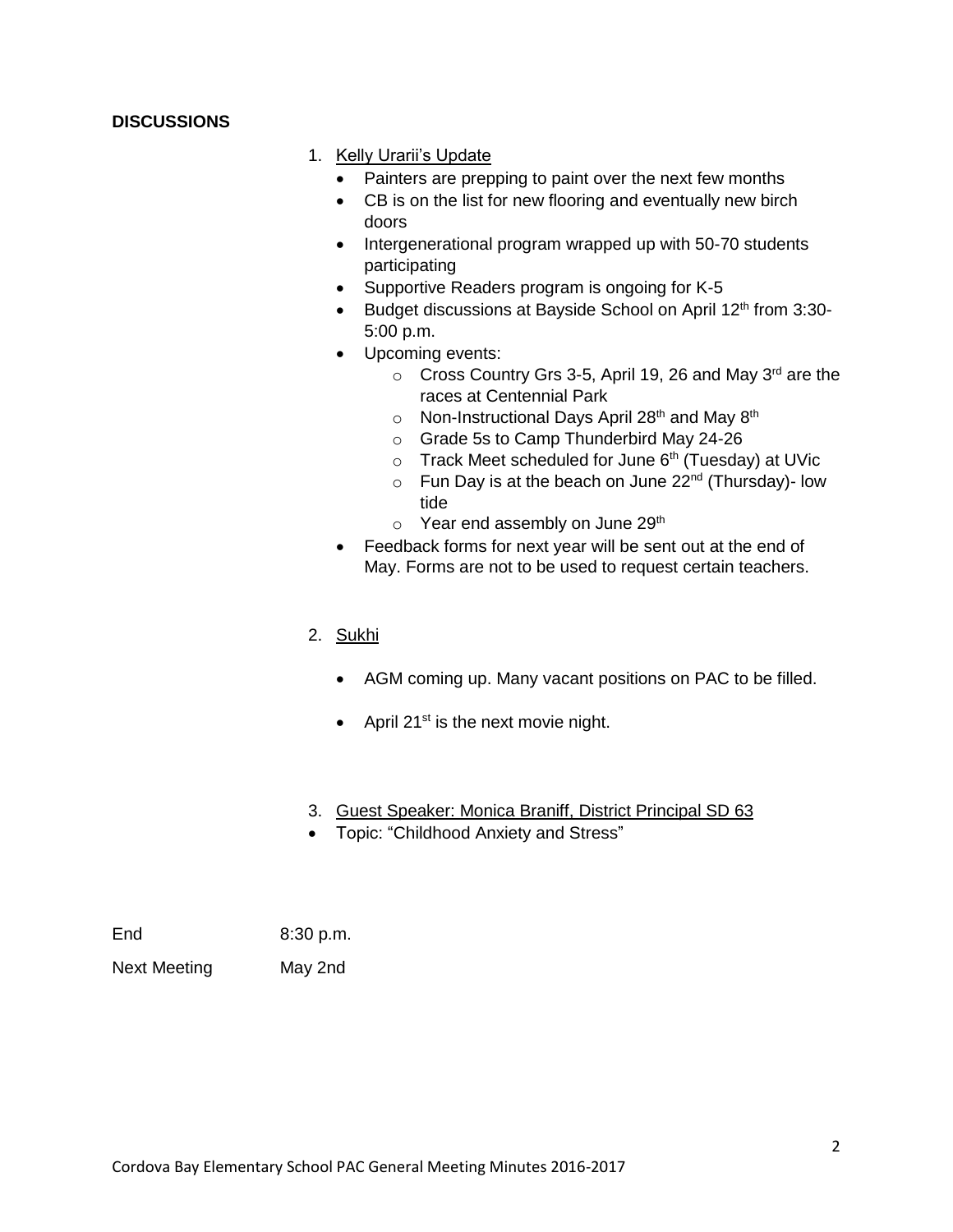**DISCUSSIONS**

1. Kelly Urarii's Update
    - Painters are prepping to paint over the next few months
    - CB is on the list for new flooring and eventually new birch doors
    - Intergenerational program wrapped up with 50-70 students participating
    - Supportive Readers program is ongoing for K-5
    - Budget discussions at Bayside School on April 12th from 3:30-5:00 p.m.
    - Upcoming events:
        - Cross Country Grs 3-5, April 19, 26 and May 3rd are the races at Centennial Park
        - Non-Instructional Days April 28th and May 8th
        - Grade 5s to Camp Thunderbird May 24-26
        - Track Meet scheduled for June 6th (Tuesday) at UVic
        - Fun Day is at the beach on June 22nd (Thursday)- low tide
        - Year end assembly on June 29th
    - Feedback forms for next year will be sent out at the end of May. Forms are not to be used to request certain teachers.

2. Sukhi
    - AGM coming up. Many vacant positions on PAC to be filled.
    - April 21st is the next movie night.

3. Guest Speaker: Monica Braniff, District Principal SD 63
    - Topic: "Childhood Anxiety and Stress"

End 8:30 p.m.

Next Meeting May 2nd